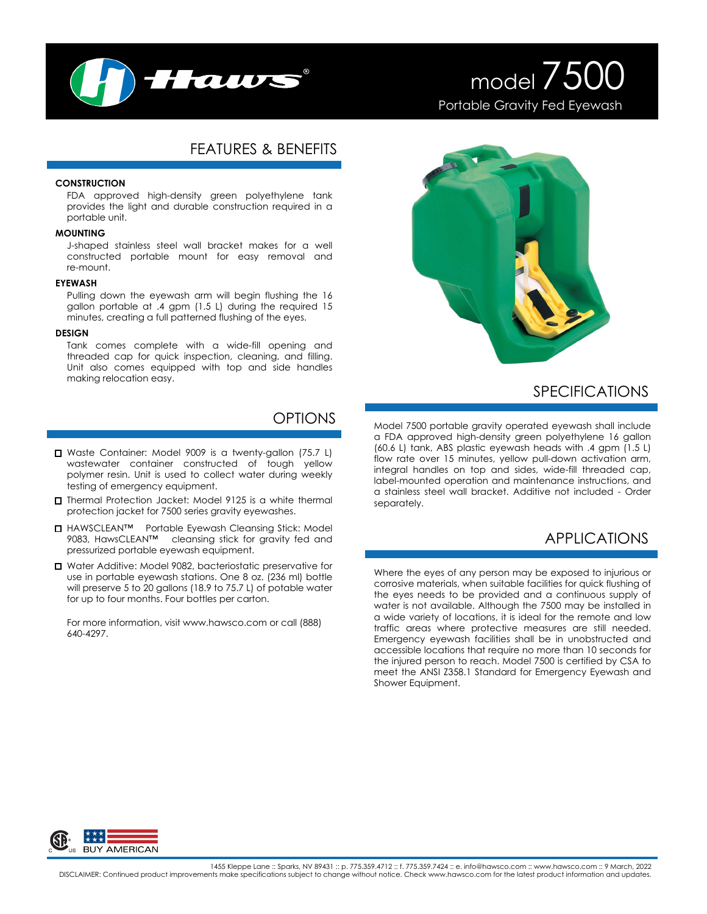# model 7500

Portable Gravity Fed Eyewash

## FEATURES & BENEFITS

**CONSTRUCTION**

FDA approved high-density green polyethylene tank provides the light and durable construction required in a portable unit.

**MOUNTING**

J-shaped stainless steel wall bracket makes for a well constructed portable mount for easy removal and re-mount.

**EYEWASH**

Pulling down the eyewash arm will begin flushing the 16 gallon portable at .4 gpm (1.5 L) during the required 15 minutes, creating a full patterned flushing of the eyes.

**DESIGN**

Tank comes complete with a wide-fill opening and threaded cap for quick inspection, cleaning, and filling. Unit also comes equipped with top and side handles making relocation easy.

## OPTIONS

- ☐ Waste Container: Model 9009 is a twenty-gallon (75.7 L) wastewater container constructed of tough yellow polymer resin. Unit is used to collect water during weekly testing of emergency equipment.
- ☐ Thermal Protection Jacket: Model 9125 is a white thermal protection jacket for 7500 series gravity eyewashes.
- ☐ HAWSCLEAN™ Portable Eyewash Cleansing Stick: Model 9083, HawsCLEAN™ cleansing stick for gravity fed and pressurized portable eyewash equipment.
- ☐ Water Additive: Model 9082, bacteriostatic preservative for use in portable eyewash stations. One 8 oz. (236 ml) bottle will preserve 5 to 20 gallons (18.9 to 75.7 L) of potable water for up to four months. Four bottles per carton.

For more information, visit www.hawsco.com or call (888) 640-4297.

## SPECIFICATIONS

Model 7500 portable gravity operated eyewash shall include a FDA approved high-density green polyethylene 16 gallon (60.6 L) tank, ABS plastic eyewash heads with .4 gpm (1.5 L) flow rate over 15 minutes, yellow pull-down activation arm, integral handles on top and sides, wide-fill threaded cap, label-mounted operation and maintenance instructions, and a stainless steel wall bracket. Additive not included - Order separately.

## APPLICATIONS

Where the eyes of any person may be exposed to injurious or corrosive materials, when suitable facilities for quick flushing of the eyes needs to be provided and a continuous supply of water is not available. Although the 7500 may be installed in a wide variety of locations, it is ideal for the remote and low traffic areas where protective measures are still needed. Emergency eyewash facilities shall be in unobstructed and accessible locations that require no more than 10 seconds for the injured person to reach. Model 7500 is certified by CSA to meet the ANSI Z358.1 Standard for Emergency Eyewash and Shower Equipment.

BUY AMERICAN

1455 Kleppe Lane :: Sparks, NV 89431 :: p. 775.359.4712 :: f. 775.359.7424 :: e. info@hawsco.com :: www.hawsco.com :: 9 March, 2022

DISCLAIMER: Continued product improvements make specifications subject to change without notice. Check www.hawsco.com for the latest product information and updates.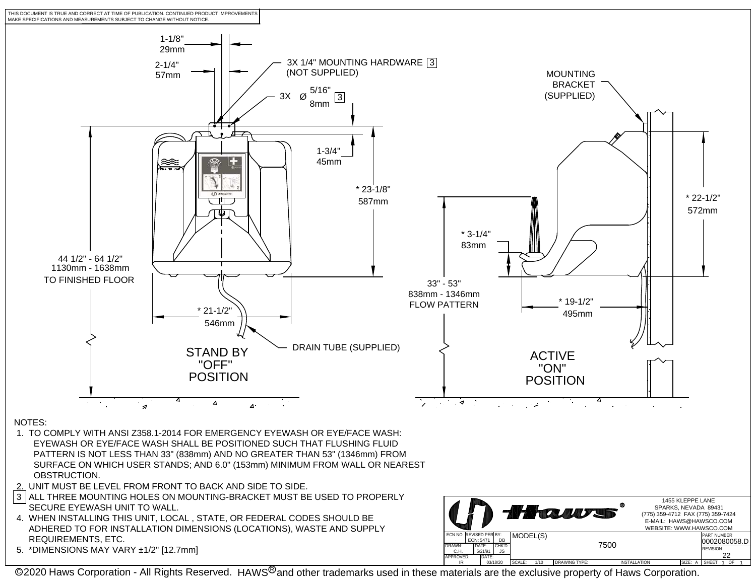THIS DOCUMENT IS TRUE AND CORRECT AT TIME OF PUBLICATION. CONTINUED PRODUCT IMPROVEMENTS MAKE SPECIFICATIONS AND MEASUREMENTS SUBJECT TO CHANGE WITHOUT NOTICE.

1-1/8"
29mm

2-1/4"
57mm

3X 1/4" MOUNTING HARDWARE 3
(NOT SUPPLIED)

3X Ø 5/16" 8mm 3

1-3/4"
45mm

* 23-1/8"
587mm

44 1/2" - 64 1/2"
1130mm - 1638mm
TO FINISHED FLOOR

* 21-1/2"
546mm

DRAIN TUBE (SUPPLIED)

STAND BY
"OFF"
POSITION

MOUNTING
BRACKET
(SUPPLIED)

* 22-1/2"
572mm

* 3-1/4"
83mm

33" - 53"
838mm - 1346mm
FLOW PATTERN

* 19-1/2"
495mm

ACTIVE
"ON"
POSITION

NOTES:

1. TO COMPLY WITH ANSI Z358.1-2014 FOR EMERGENCY EYEWASH OR EYE/FACE WASH: EYEWASH OR EYE/FACE WASH SHALL BE POSITIONED SUCH THAT FLUSHING FLUID PATTERN IS NOT LESS THAN 33" (838mm) AND NO GREATER THAN 53" (1346mm) FROM SURFACE ON WHICH USER STANDS; AND 6.0" (153mm) MINIMUM FROM WALL OR NEAREST OBSTRUCTION.
2. UNIT MUST BE LEVEL FROM FRONT TO BACK AND SIDE TO SIDE.
3. ALL THREE MOUNTING HOLES ON MOUNTING-BRACKET MUST BE USED TO PROPERLY SECURE EYEWASH UNIT TO WALL.
4. WHEN INSTALLING THIS UNIT, LOCAL , STATE, OR FEDERAL CODES SHOULD BE ADHERED TO FOR INSTALLATION DIMENSIONS (LOCATIONS), WASTE AND SUPPLY REQUIREMENTS, ETC.
5. *DIMENSIONS MAY VARY ±1/2" [12.7mm]

Haws®
1455 KLEPPE LANE
SPARKS, NEVADA 89431
(775) 359-4712 FAX (775) 359-7424
E-MAIL: HAWS@HAWSCO.COM
WEBSITE: WWW.HAWSCO.COM

| | | | | | |
|---|---|---|---|---|---|
| ECN NO. . | REVISED PER ECN: 5471 | BY: DB | MODEL(S) 7500 | | PART NUMBER 0002080058.D |
| DRAWN: C.H. | DATE: 5/21/91 | CHK'D.: JS | | | REVISION 22 |
| APPROVED: IR | DATE: 03/18/20 | | SCALE: 1/10 | DRAWING TYPE: INSTALLATION | SIZE: A SHEET 1 OF 1 |

©2020 Haws Corporation - All Rights Reserved. HAWS® and other trademarks used in these materials are the exclusive property of Haws Corporation.